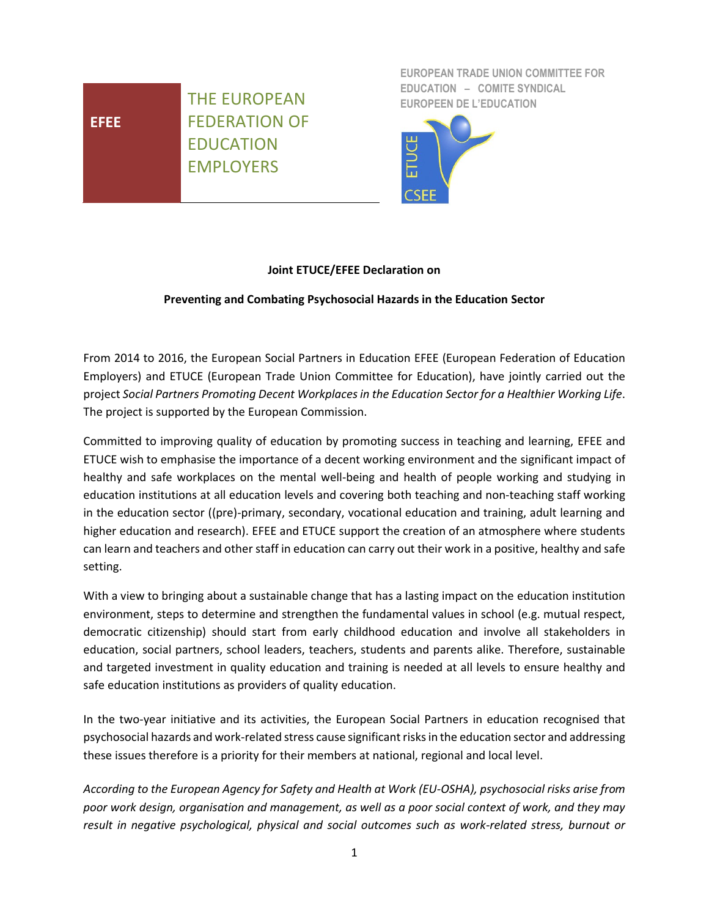EFEE

THE EUROPEAN FEDERATION OF EDUCATION EMPLOYERS

EUROPEAN TRADE UNION COMMITTEE FOR EDUCATION – COMITE SYNDICAL EUROPEEN DE L'EDUCATION

ETUCE CSEE

**Joint ETUCE/EFEE Declaration on**

**Preventing and Combating Psychosocial Hazards in the Education Sector**

From 2014 to 2016, the European Social Partners in Education EFEE (European Federation of Education Employers) and ETUCE (European Trade Union Committee for Education), have jointly carried out the project *Social Partners Promoting Decent Workplaces in the Education Sector for a Healthier Working Life*. The project is supported by the European Commission.

Committed to improving quality of education by promoting success in teaching and learning, EFEE and ETUCE wish to emphasise the importance of a decent working environment and the significant impact of healthy and safe workplaces on the mental well-being and health of people working and studying in education institutions at all education levels and covering both teaching and non-teaching staff working in the education sector ((pre)-primary, secondary, vocational education and training, adult learning and higher education and research). EFEE and ETUCE support the creation of an atmosphere where students can learn and teachers and other staff in education can carry out their work in a positive, healthy and safe setting.

With a view to bringing about a sustainable change that has a lasting impact on the education institution environment, steps to determine and strengthen the fundamental values in school (e.g. mutual respect, democratic citizenship) should start from early childhood education and involve all stakeholders in education, social partners, school leaders, teachers, students and parents alike. Therefore, sustainable and targeted investment in quality education and training is needed at all levels to ensure healthy and safe education institutions as providers of quality education.

In the two-year initiative and its activities, the European Social Partners in education recognised that psychosocial hazards and work-related stress cause significant risks in the education sector and addressing these issues therefore is a priority for their members at national, regional and local level.

*According to the European Agency for Safety and Health at Work (EU-OSHA), psychosocial risks arise from poor work design, organisation and management, as well as a poor social context of work, and they may result in negative psychological, physical and social outcomes such as work-related stress, burnout or*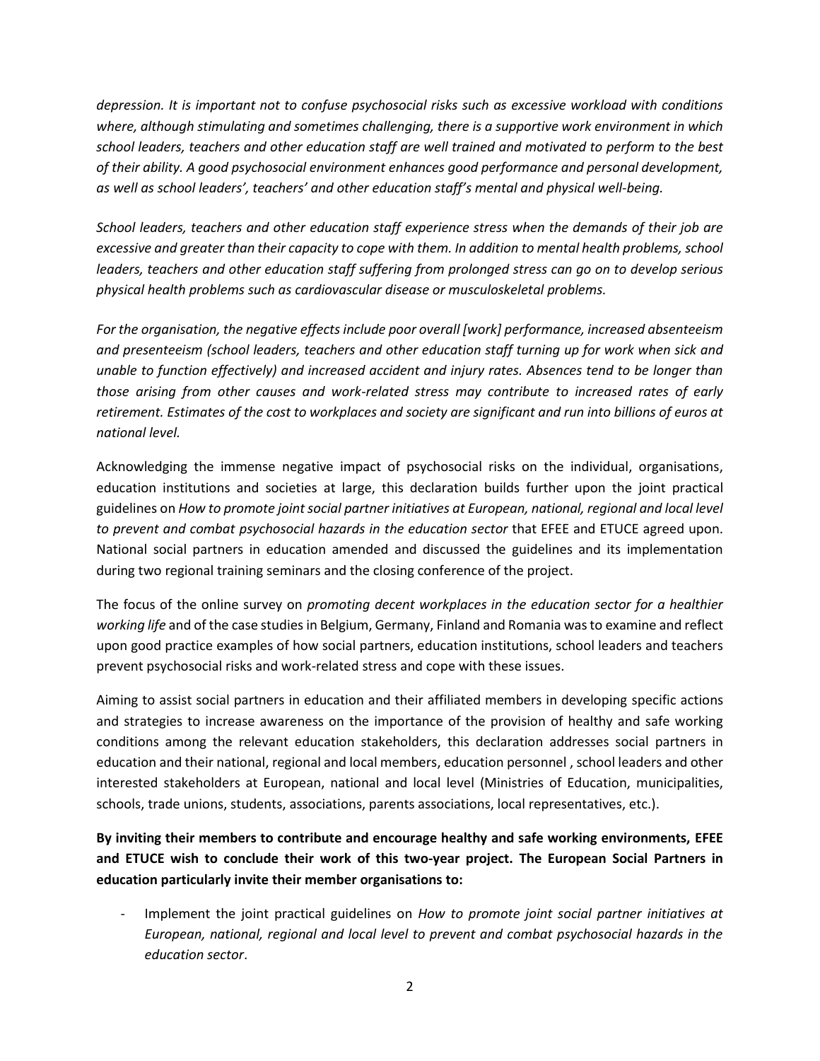*depression. It is important not to confuse psychosocial risks such as excessive workload with conditions where, although stimulating and sometimes challenging, there is a supportive work environment in which school leaders, teachers and other education staff are well trained and motivated to perform to the best of their ability. A good psychosocial environment enhances good performance and personal development, as well as school leaders', teachers' and other education staff's mental and physical well-being.*

*School leaders, teachers and other education staff experience stress when the demands of their job are excessive and greater than their capacity to cope with them. In addition to mental health problems, school leaders, teachers and other education staff suffering from prolonged stress can go on to develop serious physical health problems such as cardiovascular disease or musculoskeletal problems.*

*For the organisation, the negative effects include poor overall [work] performance, increased absenteeism and presenteeism (school leaders, teachers and other education staff turning up for work when sick and unable to function effectively) and increased accident and injury rates. Absences tend to be longer than those arising from other causes and work-related stress may contribute to increased rates of early retirement. Estimates of the cost to workplaces and society are significant and run into billions of euros at national level.*

Acknowledging the immense negative impact of psychosocial risks on the individual, organisations, education institutions and societies at large, this declaration builds further upon the joint practical guidelines on *How to promote joint social partner initiatives at European, national, regional and local level to prevent and combat psychosocial hazards in the education sector* that EFEE and ETUCE agreed upon. National social partners in education amended and discussed the guidelines and its implementation during two regional training seminars and the closing conference of the project.

The focus of the online survey on *promoting decent workplaces in the education sector for a healthier working life* and of the case studies in Belgium, Germany, Finland and Romania was to examine and reflect upon good practice examples of how social partners, education institutions, school leaders and teachers prevent psychosocial risks and work-related stress and cope with these issues.

Aiming to assist social partners in education and their affiliated members in developing specific actions and strategies to increase awareness on the importance of the provision of healthy and safe working conditions among the relevant education stakeholders, this declaration addresses social partners in education and their national, regional and local members, education personnel , school leaders and other interested stakeholders at European, national and local level (Ministries of Education, municipalities, schools, trade unions, students, associations, parents associations, local representatives, etc.).

**By inviting their members to contribute and encourage healthy and safe working environments, EFEE and ETUCE wish to conclude their work of this two-year project. The European Social Partners in education particularly invite their member organisations to:**

- Implement the joint practical guidelines on *How to promote joint social partner initiatives at European, national, regional and local level to prevent and combat psychosocial hazards in the education sector*.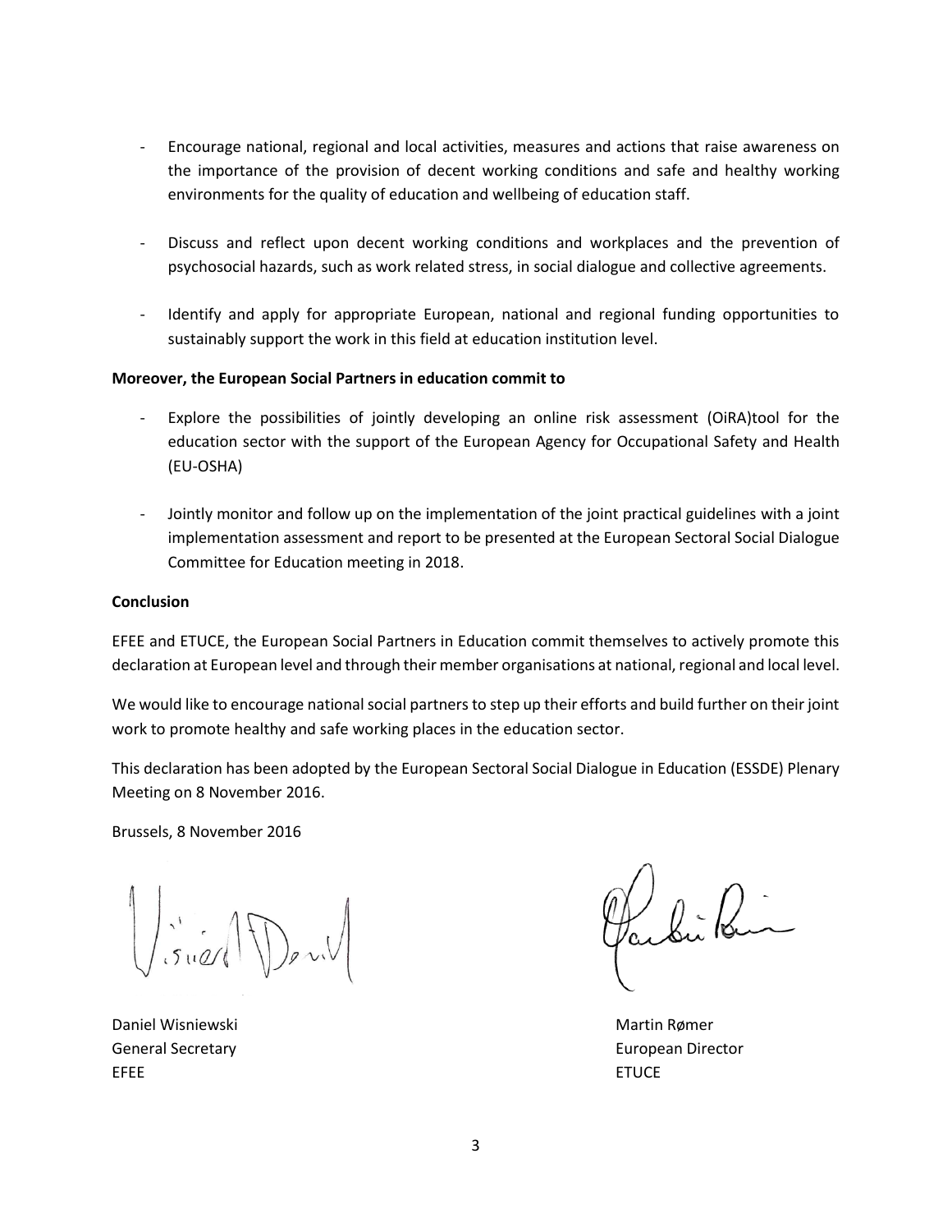- Encourage national, regional and local activities, measures and actions that raise awareness on the importance of the provision of decent working conditions and safe and healthy working environments for the quality of education and wellbeing of education staff.

- Discuss and reflect upon decent working conditions and workplaces and the prevention of psychosocial hazards, such as work related stress, in social dialogue and collective agreements.

- Identify and apply for appropriate European, national and regional funding opportunities to sustainably support the work in this field at education institution level.

**Moreover, the European Social Partners in education commit to**

- Explore the possibilities of jointly developing an online risk assessment (OiRA)tool for the education sector with the support of the European Agency for Occupational Safety and Health (EU-OSHA)

- Jointly monitor and follow up on the implementation of the joint practical guidelines with a joint implementation assessment and report to be presented at the European Sectoral Social Dialogue Committee for Education meeting in 2018.

**Conclusion**

EFEE and ETUCE, the European Social Partners in Education commit themselves to actively promote this declaration at European level and through their member organisations at national, regional and local level.

We would like to encourage national social partners to step up their efforts and build further on their joint work to promote healthy and safe working places in the education sector.

This declaration has been adopted by the European Sectoral Social Dialogue in Education (ESSDE) Plenary Meeting on 8 November 2016.

Brussels, 8 November 2016

Daniel Wisniewski
General Secretary
EFEE

Martin Rømer
European Director
ETUCE